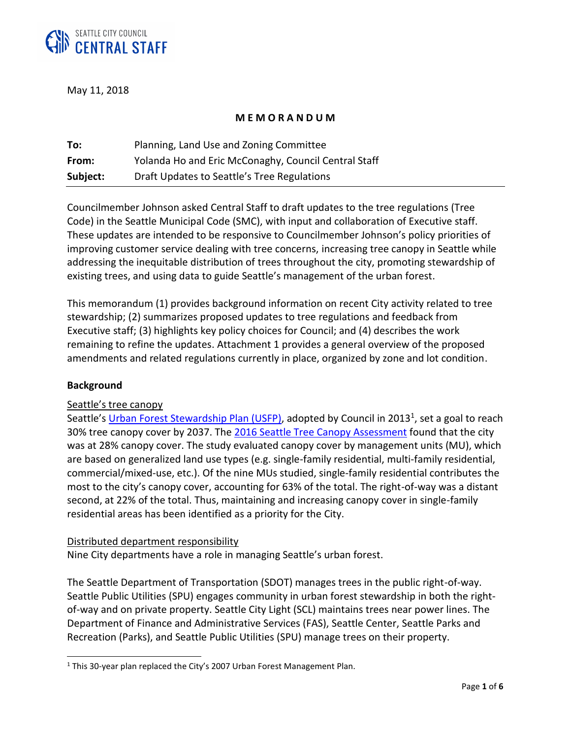SEATTLE CITY COUNCIL
CENTRAL STAFF

May 11, 2018

**M E M O R A N D U M**

| | |
|---|---|
| **To:** | Planning, Land Use and Zoning Committee |
| **From:** | Yolanda Ho and Eric McConaghy, Council Central Staff |
| **Subject:** | Draft Updates to Seattle's Tree Regulations |

Councilmember Johnson asked Central Staff to draft updates to the tree regulations (Tree Code) in the Seattle Municipal Code (SMC), with input and collaboration of Executive staff. These updates are intended to be responsive to Councilmember Johnson's policy priorities of improving customer service dealing with tree concerns, increasing tree canopy in Seattle while addressing the inequitable distribution of trees throughout the city, promoting stewardship of existing trees, and using data to guide Seattle's management of the urban forest.

This memorandum (1) provides background information on recent City activity related to tree stewardship; (2) summarizes proposed updates to tree regulations and feedback from Executive staff; (3) highlights key policy choices for Council; and (4) describes the work remaining to refine the updates. Attachment 1 provides a general overview of the proposed amendments and related regulations currently in place, organized by zone and lot condition.

**Background**

Seattle's tree canopy

Seattle's Urban Forest Stewardship Plan (USFP), adopted by Council in 2013[1], set a goal to reach 30% tree canopy cover by 2037. The 2016 Seattle Tree Canopy Assessment found that the city was at 28% canopy cover. The study evaluated canopy cover by management units (MU), which are based on generalized land use types (e.g. single-family residential, multi-family residential, commercial/mixed-use, etc.). Of the nine MUs studied, single-family residential contributes the most to the city's canopy cover, accounting for 63% of the total. The right-of-way was a distant second, at 22% of the total. Thus, maintaining and increasing canopy cover in single-family residential areas has been identified as a priority for the City.

Distributed department responsibility

Nine City departments have a role in managing Seattle's urban forest.

The Seattle Department of Transportation (SDOT) manages trees in the public right-of-way. Seattle Public Utilities (SPU) engages community in urban forest stewardship in both the right-of-way and on private property. Seattle City Light (SCL) maintains trees near power lines. The Department of Finance and Administrative Services (FAS), Seattle Center, Seattle Parks and Recreation (Parks), and Seattle Public Utilities (SPU) manage trees on their property.

[1] This 30-year plan replaced the City's 2007 Urban Forest Management Plan.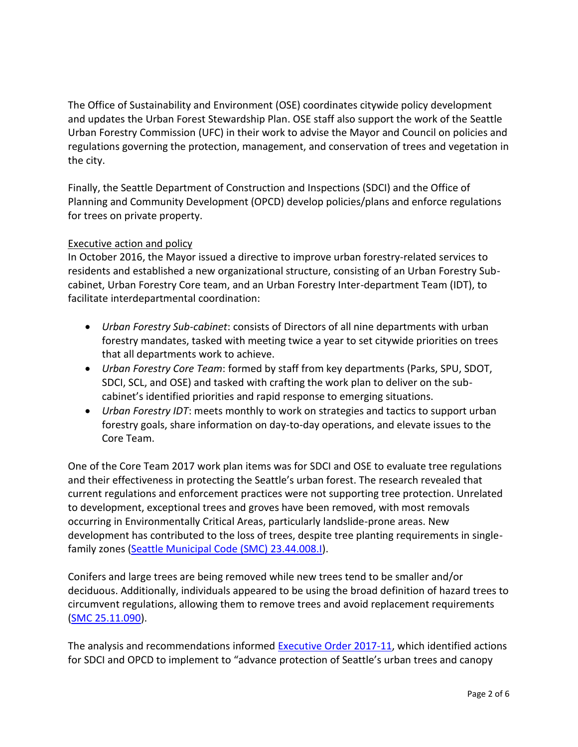The Office of Sustainability and Environment (OSE) coordinates citywide policy development and updates the Urban Forest Stewardship Plan. OSE staff also support the work of the Seattle Urban Forestry Commission (UFC) in their work to advise the Mayor and Council on policies and regulations governing the protection, management, and conservation of trees and vegetation in the city.

Finally, the Seattle Department of Construction and Inspections (SDCI) and the Office of Planning and Community Development (OPCD) develop policies/plans and enforce regulations for trees on private property.

<u>Executive action and policy</u>

In October 2016, the Mayor issued a directive to improve urban forestry-related services to residents and established a new organizational structure, consisting of an Urban Forestry Sub-cabinet, Urban Forestry Core team, and an Urban Forestry Inter-department Team (IDT), to facilitate interdepartmental coordination:

- *Urban Forestry Sub-cabinet*: consists of Directors of all nine departments with urban forestry mandates, tasked with meeting twice a year to set citywide priorities on trees that all departments work to achieve.
- *Urban Forestry Core Team*: formed by staff from key departments (Parks, SPU, SDOT, SDCI, SCL, and OSE) and tasked with crafting the work plan to deliver on the sub-cabinet's identified priorities and rapid response to emerging situations.
- *Urban Forestry IDT*: meets monthly to work on strategies and tactics to support urban forestry goals, share information on day-to-day operations, and elevate issues to the Core Team.

One of the Core Team 2017 work plan items was for SDCI and OSE to evaluate tree regulations and their effectiveness in protecting the Seattle's urban forest. The research revealed that current regulations and enforcement practices were not supporting tree protection. Unrelated to development, exceptional trees and groves have been removed, with most removals occurring in Environmentally Critical Areas, particularly landslide-prone areas. New development has contributed to the loss of trees, despite tree planting requirements in single-family zones (Seattle Municipal Code (SMC) 23.44.008.I).

Conifers and large trees are being removed while new trees tend to be smaller and/or deciduous. Additionally, individuals appeared to be using the broad definition of hazard trees to circumvent regulations, allowing them to remove trees and avoid replacement requirements (SMC 25.11.090).

The analysis and recommendations informed Executive Order 2017-11, which identified actions for SDCI and OPCD to implement to "advance protection of Seattle's urban trees and canopy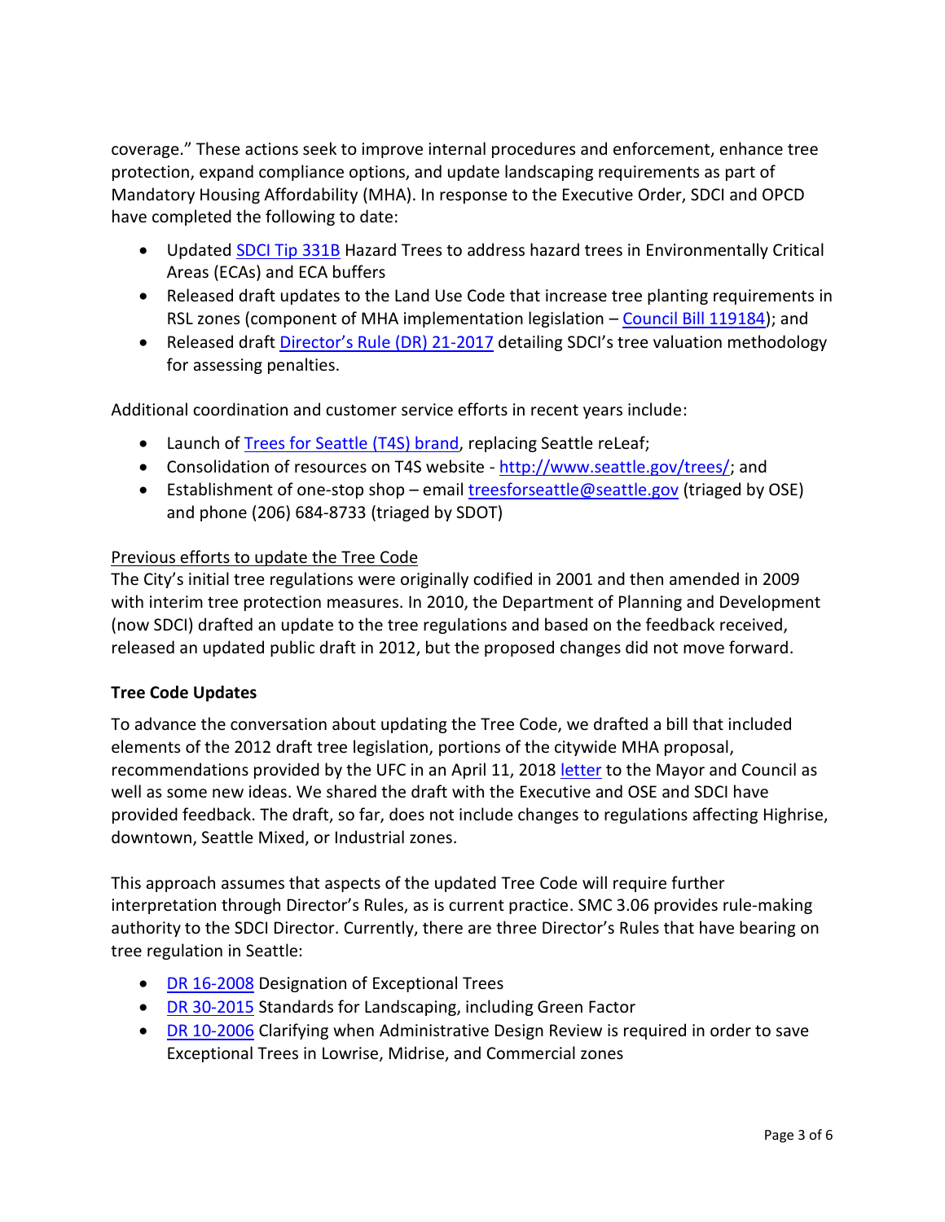coverage." These actions seek to improve internal procedures and enforcement, enhance tree protection, expand compliance options, and update landscaping requirements as part of Mandatory Housing Affordability (MHA). In response to the Executive Order, SDCI and OPCD have completed the following to date:

- Updated SDCI Tip 331B Hazard Trees to address hazard trees in Environmentally Critical Areas (ECAs) and ECA buffers
- Released draft updates to the Land Use Code that increase tree planting requirements in RSL zones (component of MHA implementation legislation – Council Bill 119184); and
- Released draft Director's Rule (DR) 21-2017 detailing SDCI's tree valuation methodology for assessing penalties.

Additional coordination and customer service efforts in recent years include:

- Launch of Trees for Seattle (T4S) brand, replacing Seattle reLeaf;
- Consolidation of resources on T4S website - http://www.seattle.gov/trees/; and
- Establishment of one-stop shop – email treesforseattle@seattle.gov (triaged by OSE) and phone (206) 684-8733 (triaged by SDOT)

Previous efforts to update the Tree Code

The City's initial tree regulations were originally codified in 2001 and then amended in 2009 with interim tree protection measures. In 2010, the Department of Planning and Development (now SDCI) drafted an update to the tree regulations and based on the feedback received, released an updated public draft in 2012, but the proposed changes did not move forward.

**Tree Code Updates**

To advance the conversation about updating the Tree Code, we drafted a bill that included elements of the 2012 draft tree legislation, portions of the citywide MHA proposal, recommendations provided by the UFC in an April 11, 2018 letter to the Mayor and Council as well as some new ideas. We shared the draft with the Executive and OSE and SDCI have provided feedback. The draft, so far, does not include changes to regulations affecting Highrise, downtown, Seattle Mixed, or Industrial zones.

This approach assumes that aspects of the updated Tree Code will require further interpretation through Director's Rules, as is current practice. SMC 3.06 provides rule-making authority to the SDCI Director. Currently, there are three Director's Rules that have bearing on tree regulation in Seattle:

- DR 16-2008 Designation of Exceptional Trees
- DR 30-2015 Standards for Landscaping, including Green Factor
- DR 10-2006 Clarifying when Administrative Design Review is required in order to save Exceptional Trees in Lowrise, Midrise, and Commercial zones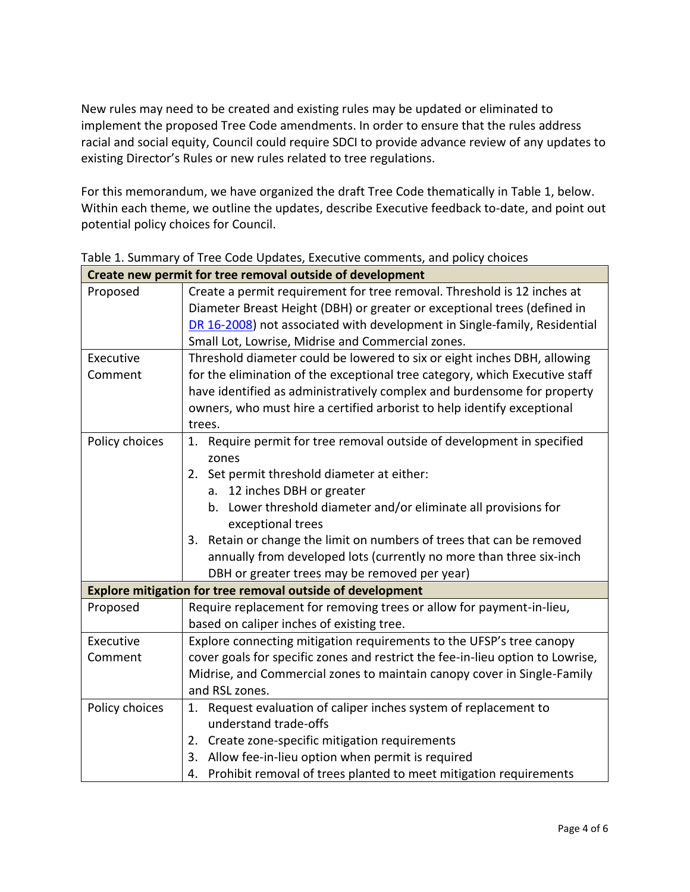New rules may need to be created and existing rules may be updated or eliminated to implement the proposed Tree Code amendments. In order to ensure that the rules address racial and social equity, Council could require SDCI to provide advance review of any updates to existing Director's Rules or new rules related to tree regulations.

For this memorandum, we have organized the draft Tree Code thematically in Table 1, below. Within each theme, we outline the updates, describe Executive feedback to-date, and point out potential policy choices for Council.

Table 1. Summary of Tree Code Updates, Executive comments, and policy choices

| **Create new permit for tree removal outside of development** | |
|---|---|
| Proposed | Create a permit requirement for tree removal. Threshold is 12 inches at Diameter Breast Height (DBH) or greater or exceptional trees (defined in [DR 16-2008]) not associated with development in Single-family, Residential Small Lot, Lowrise, Midrise and Commercial zones. |
| Executive Comment | Threshold diameter could be lowered to six or eight inches DBH, allowing for the elimination of the exceptional tree category, which Executive staff have identified as administratively complex and burdensome for property owners, who must hire a certified arborist to help identify exceptional trees. |
| Policy choices | 1. Require permit for tree removal outside of development in specified zones<br>2. Set permit threshold diameter at either:<br>&nbsp;&nbsp;&nbsp;a. 12 inches DBH or greater<br>&nbsp;&nbsp;&nbsp;b. Lower threshold diameter and/or eliminate all provisions for exceptional trees<br>3. Retain or change the limit on numbers of trees that can be removed annually from developed lots (currently no more than three six-inch DBH or greater trees may be removed per year) |
| **Explore mitigation for tree removal outside of development** | |
| Proposed | Require replacement for removing trees or allow for payment-in-lieu, based on caliper inches of existing tree. |
| Executive Comment | Explore connecting mitigation requirements to the UFSP's tree canopy cover goals for specific zones and restrict the fee-in-lieu option to Lowrise, Midrise, and Commercial zones to maintain canopy cover in Single-Family and RSL zones. |
| Policy choices | 1. Request evaluation of caliper inches system of replacement to understand trade-offs<br>2. Create zone-specific mitigation requirements<br>3. Allow fee-in-lieu option when permit is required<br>4. Prohibit removal of trees planted to meet mitigation requirements |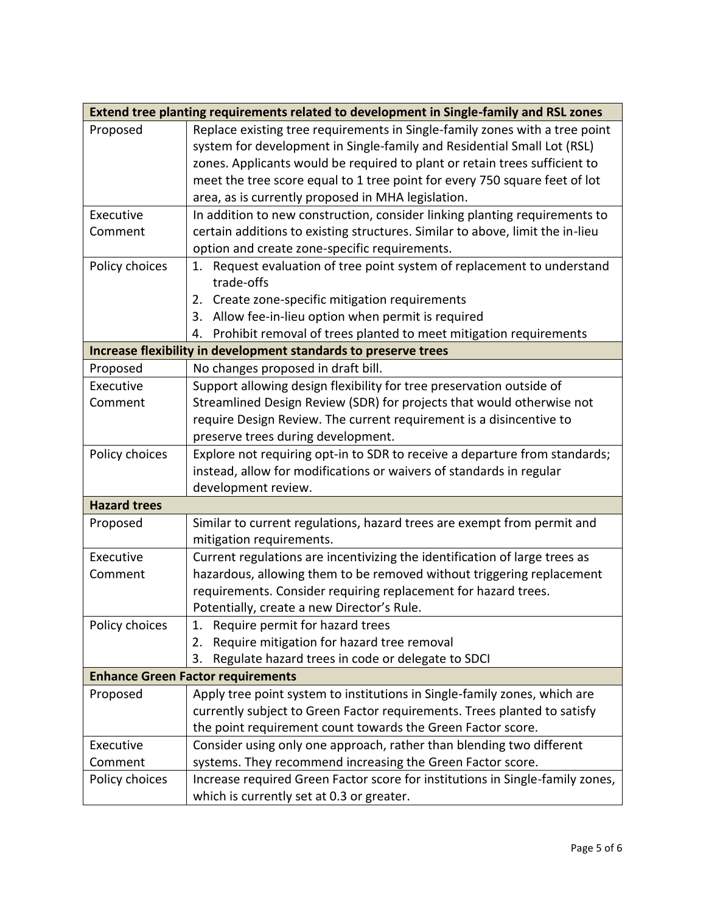| Extend tree planting requirements related to development in Single-family and RSL zones | |
|---|---|
| Proposed | Replace existing tree requirements in Single-family zones with a tree point system for development in Single-family and Residential Small Lot (RSL) zones. Applicants would be required to plant or retain trees sufficient to meet the tree score equal to 1 tree point for every 750 square feet of lot area, as is currently proposed in MHA legislation. |
| Executive Comment | In addition to new construction, consider linking planting requirements to certain additions to existing structures. Similar to above, limit the in-lieu option and create zone-specific requirements. |
| Policy choices | 1. Request evaluation of tree point system of replacement to understand trade-offs<br>2. Create zone-specific mitigation requirements<br>3. Allow fee-in-lieu option when permit is required<br>4. Prohibit removal of trees planted to meet mitigation requirements |
| **Increase flexibility in development standards to preserve trees** | |
| Proposed | No changes proposed in draft bill. |
| Executive Comment | Support allowing design flexibility for tree preservation outside of Streamlined Design Review (SDR) for projects that would otherwise not require Design Review. The current requirement is a disincentive to preserve trees during development. |
| Policy choices | Explore not requiring opt-in to SDR to receive a departure from standards; instead, allow for modifications or waivers of standards in regular development review. |
| **Hazard trees** | |
| Proposed | Similar to current regulations, hazard trees are exempt from permit and mitigation requirements. |
| Executive Comment | Current regulations are incentivizing the identification of large trees as hazardous, allowing them to be removed without triggering replacement requirements. Consider requiring replacement for hazard trees. Potentially, create a new Director's Rule. |
| Policy choices | 1. Require permit for hazard trees<br>2. Require mitigation for hazard tree removal<br>3. Regulate hazard trees in code or delegate to SDCI |
| **Enhance Green Factor requirements** | |
| Proposed | Apply tree point system to institutions in Single-family zones, which are currently subject to Green Factor requirements. Trees planted to satisfy the point requirement count towards the Green Factor score. |
| Executive Comment | Consider using only one approach, rather than blending two different systems. They recommend increasing the Green Factor score. |
| Policy choices | Increase required Green Factor score for institutions in Single-family zones, which is currently set at 0.3 or greater. |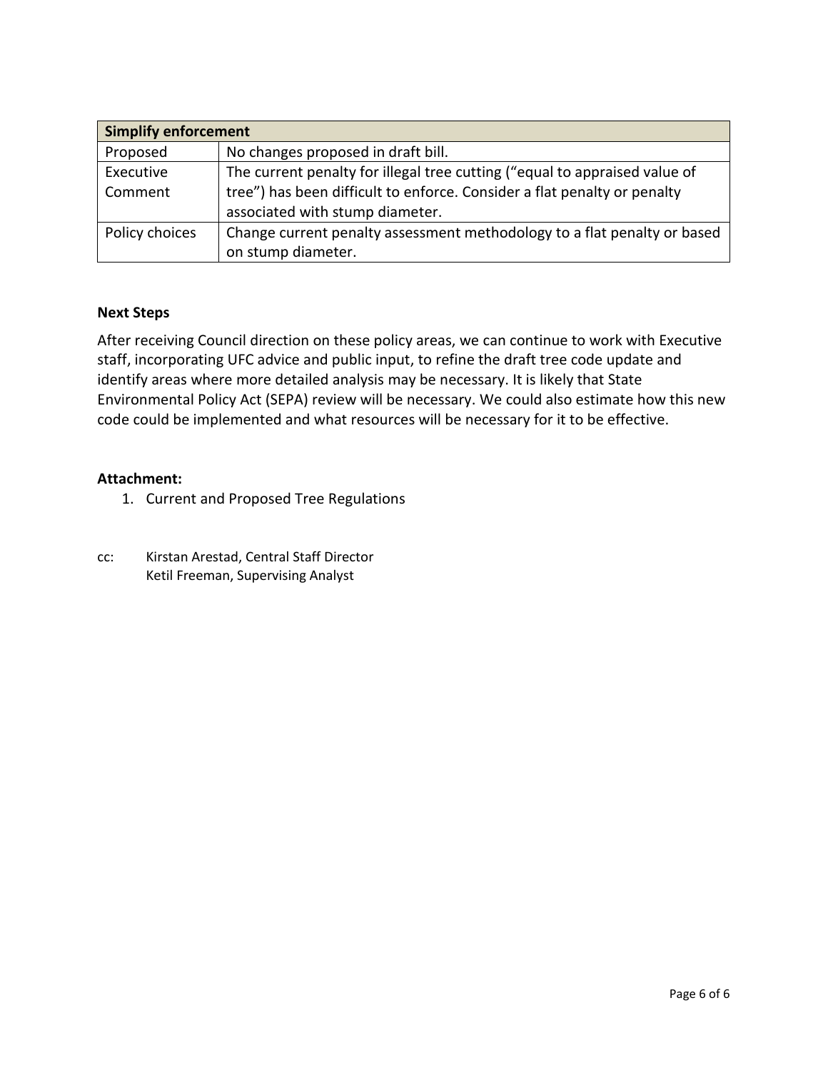| Simplify enforcement | |
|---|---|
| Proposed | No changes proposed in draft bill. |
| Executive Comment | The current penalty for illegal tree cutting ("equal to appraised value of tree") has been difficult to enforce. Consider a flat penalty or penalty associated with stump diameter. |
| Policy choices | Change current penalty assessment methodology to a flat penalty or based on stump diameter. |

**Next Steps**

After receiving Council direction on these policy areas, we can continue to work with Executive staff, incorporating UFC advice and public input, to refine the draft tree code update and identify areas where more detailed analysis may be necessary. It is likely that State Environmental Policy Act (SEPA) review will be necessary. We could also estimate how this new code could be implemented and what resources will be necessary for it to be effective.

**Attachment:**

1. Current and Proposed Tree Regulations

cc: Kirstan Arestad, Central Staff Director
Ketil Freeman, Supervising Analyst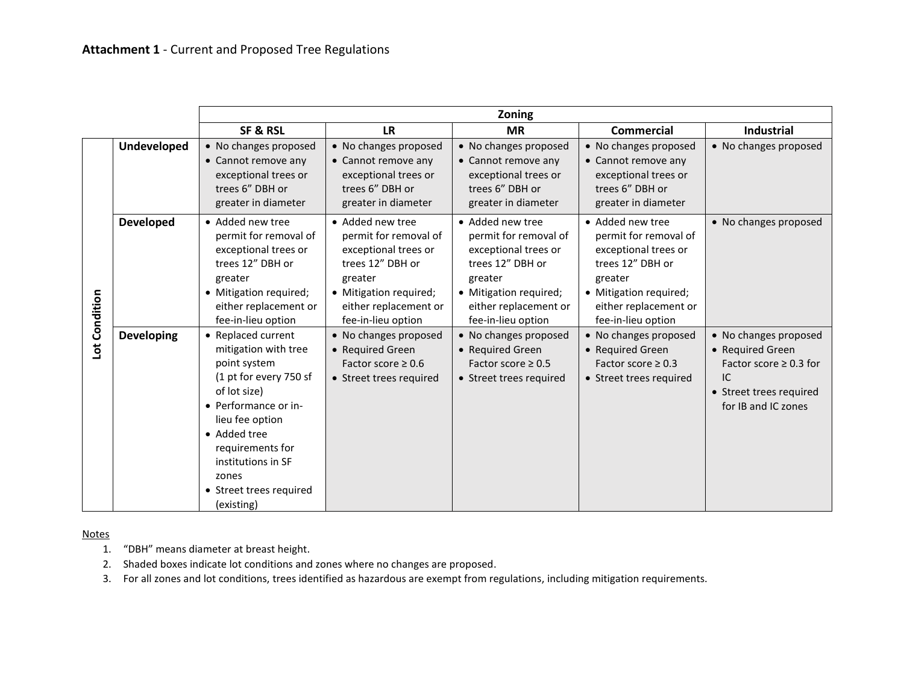**Attachment 1** - Current and Proposed Tree Regulations

| | | Zoning | | | | |
|---|---|---|---|---|---|---|
| | | **SF & RSL** | **LR** | **MR** | **Commercial** | **Industrial** |
| **Lot Condition** | **Undeveloped** | • No changes proposed<br>• Cannot remove any exceptional trees or trees 6" DBH or greater in diameter | • No changes proposed<br>• Cannot remove any exceptional trees or trees 6" DBH or greater in diameter | • No changes proposed<br>• Cannot remove any exceptional trees or trees 6" DBH or greater in diameter | • No changes proposed<br>• Cannot remove any exceptional trees or trees 6" DBH or greater in diameter | • No changes proposed |
| | **Developed** | • Added new tree permit for removal of exceptional trees or trees 12" DBH or greater<br>• Mitigation required; either replacement or fee-in-lieu option | • Added new tree permit for removal of exceptional trees or trees 12" DBH or greater<br>• Mitigation required; either replacement or fee-in-lieu option | • Added new tree permit for removal of exceptional trees or trees 12" DBH or greater<br>• Mitigation required; either replacement or fee-in-lieu option | • Added new tree permit for removal of exceptional trees or trees 12" DBH or greater<br>• Mitigation required; either replacement or fee-in-lieu option | • No changes proposed |
| | **Developing** | • Replaced current mitigation with tree point system (1 pt for every 750 sf of lot size)<br>• Performance or in-lieu fee option<br>• Added tree requirements for institutions in SF zones<br>• Street trees required (existing) | • No changes proposed<br>• Required Green Factor score ≥ 0.6<br>• Street trees required | • No changes proposed<br>• Required Green Factor score ≥ 0.5<br>• Street trees required | • No changes proposed<br>• Required Green Factor score ≥ 0.3<br>• Street trees required | • No changes proposed<br>• Required Green Factor score ≥ 0.3 for IC<br>• Street trees required for IB and IC zones |

Notes

1. "DBH" means diameter at breast height.
2. Shaded boxes indicate lot conditions and zones where no changes are proposed.
3. For all zones and lot conditions, trees identified as hazardous are exempt from regulations, including mitigation requirements.